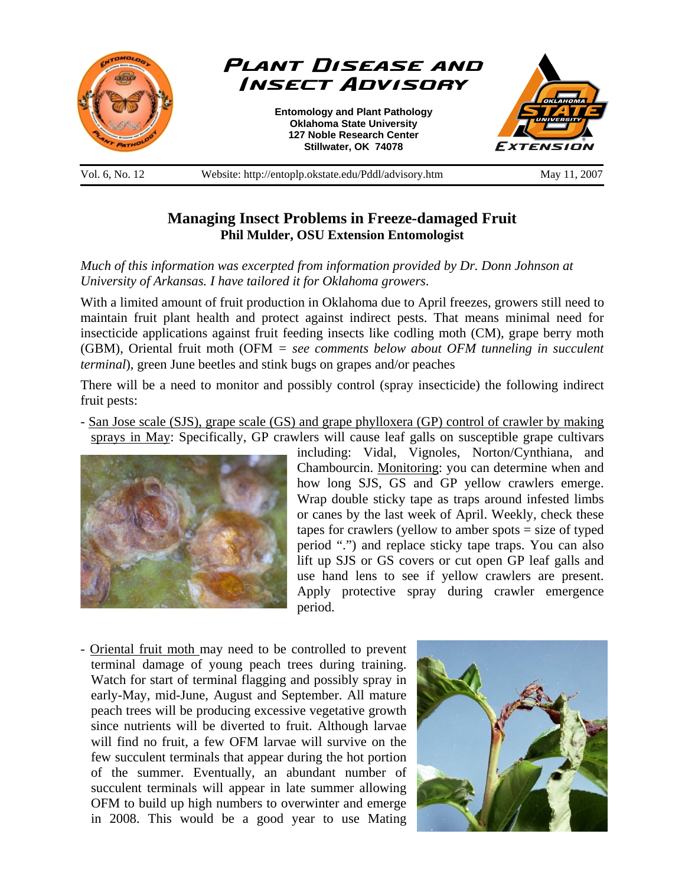# Plant Disease and Insect Advisory

**Entomology and Plant Pathology**
**Oklahoma State University**
**127 Noble Research Center**
**Stillwater, OK 74078**

Vol. 6, No. 12 | Website: http://entoplp.okstate.edu/Pddl/advisory.htm | May 11, 2007

## Managing Insect Problems in Freeze-damaged Fruit

**Phil Mulder, OSU Extension Entomologist**

*Much of this information was excerpted from information provided by Dr. Donn Johnson at University of Arkansas. I have tailored it for Oklahoma growers.*

With a limited amount of fruit production in Oklahoma due to April freezes, growers still need to maintain fruit plant health and protect against indirect pests. That means minimal need for insecticide applications against fruit feeding insects like codling moth (CM), grape berry moth (GBM), Oriental fruit moth (OFM = *see comments below about OFM tunneling in succulent terminal*), green June beetles and stink bugs on grapes and/or peaches

There will be a need to monitor and possibly control (spray insecticide) the following indirect fruit pests:

- San Jose scale (SJS), grape scale (GS) and grape phylloxera (GP) control of crawler by making sprays in May: Specifically, GP crawlers will cause leaf galls on susceptible grape cultivars including: Vidal, Vignoles, Norton/Cynthiana, and Chambourcin. Monitoring: you can determine when and how long SJS, GS and GP yellow crawlers emerge. Wrap double sticky tape as traps around infested limbs or canes by the last week of April. Weekly, check these tapes for crawlers (yellow to amber spots = size of typed period ".") and replace sticky tape traps. You can also lift up SJS or GS covers or cut open GP leaf galls and use hand lens to see if yellow crawlers are present. Apply protective spray during crawler emergence period.

- Oriental fruit moth may need to be controlled to prevent terminal damage of young peach trees during training. Watch for start of terminal flagging and possibly spray in early-May, mid-June, August and September. All mature peach trees will be producing excessive vegetative growth since nutrients will be diverted to fruit. Although larvae will find no fruit, a few OFM larvae will survive on the few succulent terminals that appear during the hot portion of the summer. Eventually, an abundant number of succulent terminals will appear in late summer allowing OFM to build up high numbers to overwinter and emerge in 2008. This would be a good year to use Mating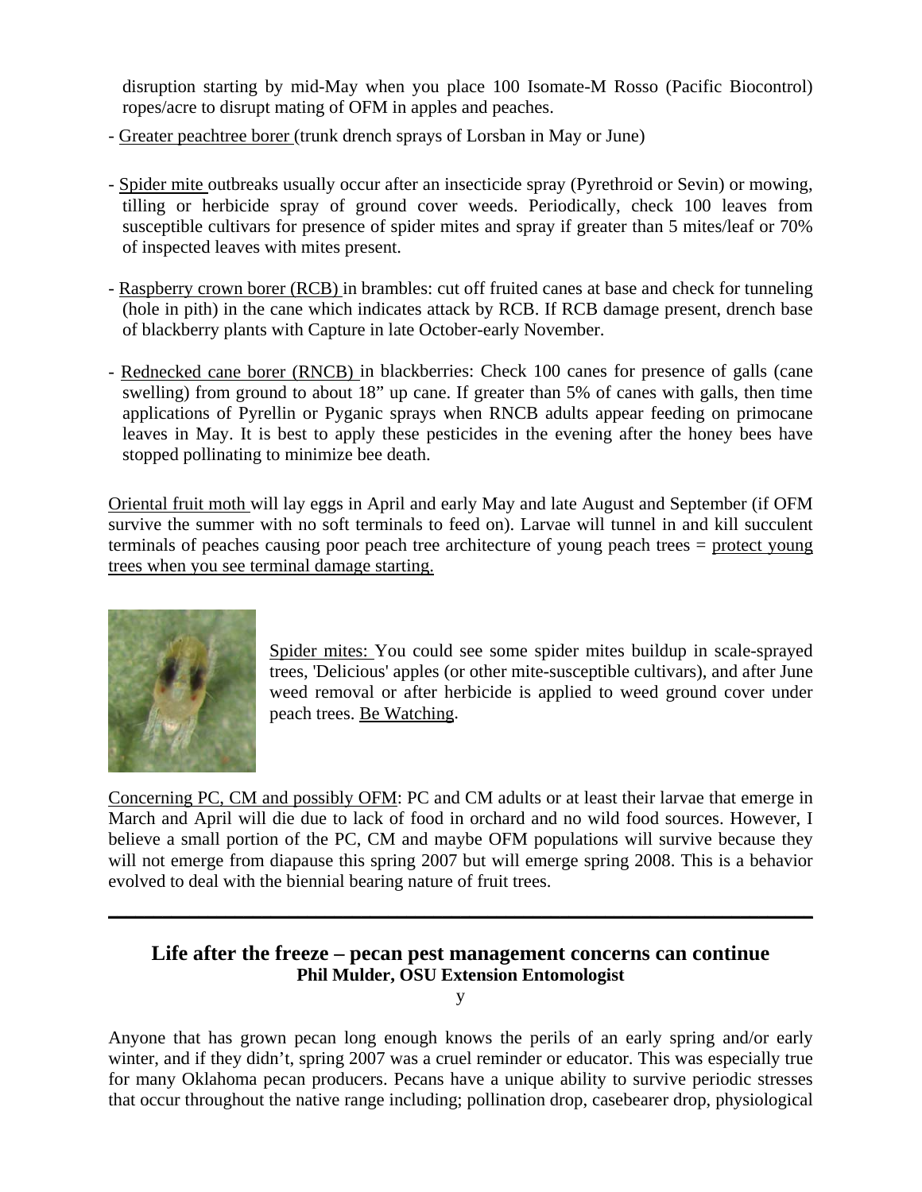disruption starting by mid-May when you place 100 Isomate-M Rosso (Pacific Biocontrol) ropes/acre to disrupt mating of OFM in apples and peaches.

- Greater peachtree borer (trunk drench sprays of Lorsban in May or June)

- Spider mite outbreaks usually occur after an insecticide spray (Pyrethroid or Sevin) or mowing, tilling or herbicide spray of ground cover weeds. Periodically, check 100 leaves from susceptible cultivars for presence of spider mites and spray if greater than 5 mites/leaf or 70% of inspected leaves with mites present.

- Raspberry crown borer (RCB) in brambles: cut off fruited canes at base and check for tunneling (hole in pith) in the cane which indicates attack by RCB. If RCB damage present, drench base of blackberry plants with Capture in late October-early November.

- Rednecked cane borer (RNCB) in blackberries: Check 100 canes for presence of galls (cane swelling) from ground to about 18" up cane. If greater than 5% of canes with galls, then time applications of Pyrellin or Pyganic sprays when RNCB adults appear feeding on primocane leaves in May. It is best to apply these pesticides in the evening after the honey bees have stopped pollinating to minimize bee death.

Oriental fruit moth will lay eggs in April and early May and late August and September (if OFM survive the summer with no soft terminals to feed on). Larvae will tunnel in and kill succulent terminals of peaches causing poor peach tree architecture of young peach trees = protect young trees when you see terminal damage starting.

Spider mites: You could see some spider mites buildup in scale-sprayed trees, 'Delicious' apples (or other mite-susceptible cultivars), and after June weed removal or after herbicide is applied to weed ground cover under peach trees. Be Watching.

Concerning PC, CM and possibly OFM: PC and CM adults or at least their larvae that emerge in March and April will die due to lack of food in orchard and no wild food sources. However, I believe a small portion of the PC, CM and maybe OFM populations will survive because they will not emerge from diapause this spring 2007 but will emerge spring 2008. This is a behavior evolved to deal with the biennial bearing nature of fruit trees.

---

## Life after the freeze – pecan pest management concerns can continue

**Phil Mulder, OSU Extension Entomologist**

y

Anyone that has grown pecan long enough knows the perils of an early spring and/or early winter, and if they didn't, spring 2007 was a cruel reminder or educator. This was especially true for many Oklahoma pecan producers. Pecans have a unique ability to survive periodic stresses that occur throughout the native range including; pollination drop, casebearer drop, physiological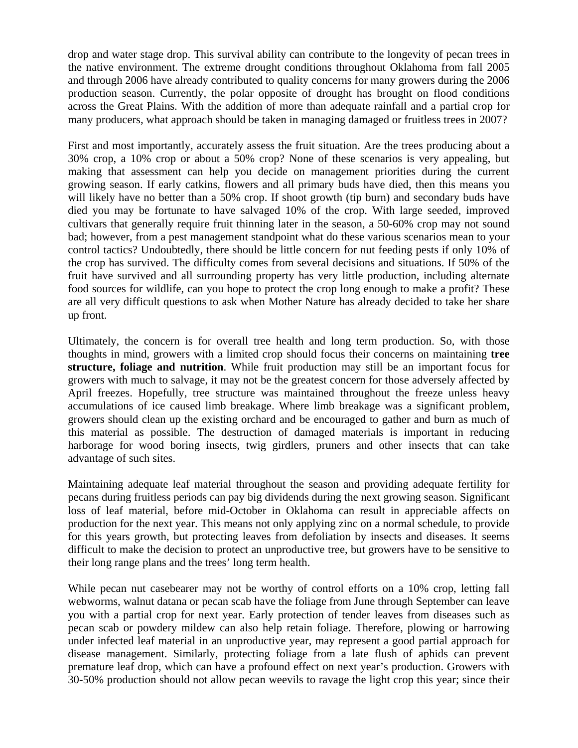drop and water stage drop. This survival ability can contribute to the longevity of pecan trees in the native environment. The extreme drought conditions throughout Oklahoma from fall 2005 and through 2006 have already contributed to quality concerns for many growers during the 2006 production season. Currently, the polar opposite of drought has brought on flood conditions across the Great Plains. With the addition of more than adequate rainfall and a partial crop for many producers, what approach should be taken in managing damaged or fruitless trees in 2007?

First and most importantly, accurately assess the fruit situation. Are the trees producing about a 30% crop, a 10% crop or about a 50% crop? None of these scenarios is very appealing, but making that assessment can help you decide on management priorities during the current growing season. If early catkins, flowers and all primary buds have died, then this means you will likely have no better than a 50% crop. If shoot growth (tip burn) and secondary buds have died you may be fortunate to have salvaged 10% of the crop. With large seeded, improved cultivars that generally require fruit thinning later in the season, a 50-60% crop may not sound bad; however, from a pest management standpoint what do these various scenarios mean to your control tactics? Undoubtedly, there should be little concern for nut feeding pests if only 10% of the crop has survived. The difficulty comes from several decisions and situations. If 50% of the fruit have survived and all surrounding property has very little production, including alternate food sources for wildlife, can you hope to protect the crop long enough to make a profit? These are all very difficult questions to ask when Mother Nature has already decided to take her share up front.

Ultimately, the concern is for overall tree health and long term production. So, with those thoughts in mind, growers with a limited crop should focus their concerns on maintaining **tree structure, foliage and nutrition**. While fruit production may still be an important focus for growers with much to salvage, it may not be the greatest concern for those adversely affected by April freezes. Hopefully, tree structure was maintained throughout the freeze unless heavy accumulations of ice caused limb breakage. Where limb breakage was a significant problem, growers should clean up the existing orchard and be encouraged to gather and burn as much of this material as possible. The destruction of damaged materials is important in reducing harborage for wood boring insects, twig girdlers, pruners and other insects that can take advantage of such sites.

Maintaining adequate leaf material throughout the season and providing adequate fertility for pecans during fruitless periods can pay big dividends during the next growing season. Significant loss of leaf material, before mid-October in Oklahoma can result in appreciable affects on production for the next year. This means not only applying zinc on a normal schedule, to provide for this years growth, but protecting leaves from defoliation by insects and diseases. It seems difficult to make the decision to protect an unproductive tree, but growers have to be sensitive to their long range plans and the trees' long term health.

While pecan nut casebearer may not be worthy of control efforts on a 10% crop, letting fall webworms, walnut datana or pecan scab have the foliage from June through September can leave you with a partial crop for next year. Early protection of tender leaves from diseases such as pecan scab or powdery mildew can also help retain foliage. Therefore, plowing or harrowing under infected leaf material in an unproductive year, may represent a good partial approach for disease management. Similarly, protecting foliage from a late flush of aphids can prevent premature leaf drop, which can have a profound effect on next year's production. Growers with 30-50% production should not allow pecan weevils to ravage the light crop this year; since their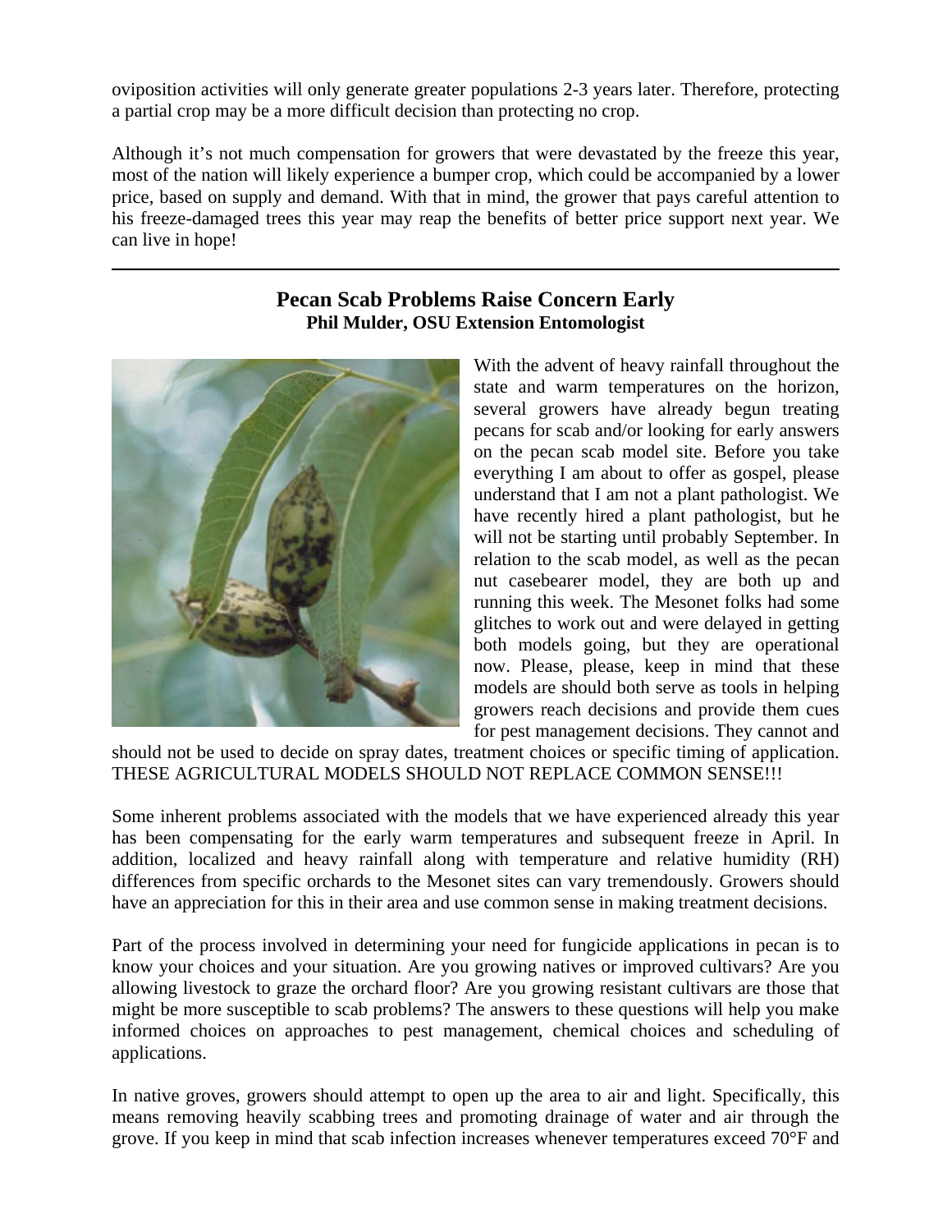oviposition activities will only generate greater populations 2-3 years later. Therefore, protecting a partial crop may be a more difficult decision than protecting no crop.

Although it's not much compensation for growers that were devastated by the freeze this year, most of the nation will likely experience a bumper crop, which could be accompanied by a lower price, based on supply and demand. With that in mind, the grower that pays careful attention to his freeze-damaged trees this year may reap the benefits of better price support next year. We can live in hope!

---

## Pecan Scab Problems Raise Concern Early

**Phil Mulder, OSU Extension Entomologist**

With the advent of heavy rainfall throughout the state and warm temperatures on the horizon, several growers have already begun treating pecans for scab and/or looking for early answers on the pecan scab model site. Before you take everything I am about to offer as gospel, please understand that I am not a plant pathologist. We have recently hired a plant pathologist, but he will not be starting until probably September. In relation to the scab model, as well as the pecan nut casebearer model, they are both up and running this week. The Mesonet folks had some glitches to work out and were delayed in getting both models going, but they are operational now. Please, please, keep in mind that these models are should both serve as tools in helping growers reach decisions and provide them cues for pest management decisions. They cannot and should not be used to decide on spray dates, treatment choices or specific timing of application. THESE AGRICULTURAL MODELS SHOULD NOT REPLACE COMMON SENSE!!!

Some inherent problems associated with the models that we have experienced already this year has been compensating for the early warm temperatures and subsequent freeze in April. In addition, localized and heavy rainfall along with temperature and relative humidity (RH) differences from specific orchards to the Mesonet sites can vary tremendously. Growers should have an appreciation for this in their area and use common sense in making treatment decisions.

Part of the process involved in determining your need for fungicide applications in pecan is to know your choices and your situation. Are you growing natives or improved cultivars? Are you allowing livestock to graze the orchard floor? Are you growing resistant cultivars are those that might be more susceptible to scab problems? The answers to these questions will help you make informed choices on approaches to pest management, chemical choices and scheduling of applications.

In native groves, growers should attempt to open up the area to air and light. Specifically, this means removing heavily scabbing trees and promoting drainage of water and air through the grove. If you keep in mind that scab infection increases whenever temperatures exceed 70°F and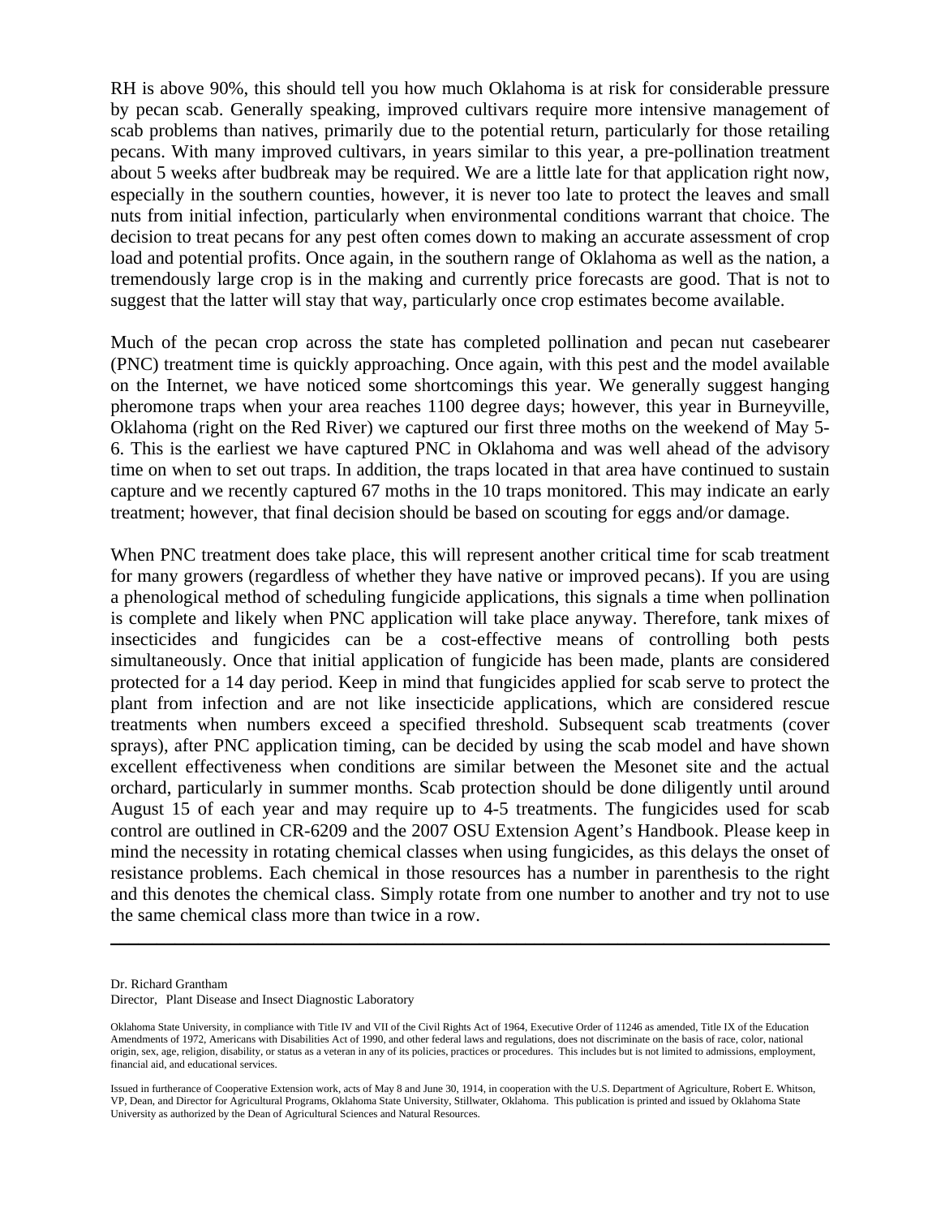RH is above 90%, this should tell you how much Oklahoma is at risk for considerable pressure by pecan scab. Generally speaking, improved cultivars require more intensive management of scab problems than natives, primarily due to the potential return, particularly for those retailing pecans. With many improved cultivars, in years similar to this year, a pre-pollination treatment about 5 weeks after budbreak may be required. We are a little late for that application right now, especially in the southern counties, however, it is never too late to protect the leaves and small nuts from initial infection, particularly when environmental conditions warrant that choice. The decision to treat pecans for any pest often comes down to making an accurate assessment of crop load and potential profits. Once again, in the southern range of Oklahoma as well as the nation, a tremendously large crop is in the making and currently price forecasts are good. That is not to suggest that the latter will stay that way, particularly once crop estimates become available.

Much of the pecan crop across the state has completed pollination and pecan nut casebearer (PNC) treatment time is quickly approaching. Once again, with this pest and the model available on the Internet, we have noticed some shortcomings this year. We generally suggest hanging pheromone traps when your area reaches 1100 degree days; however, this year in Burneyville, Oklahoma (right on the Red River) we captured our first three moths on the weekend of May 5-6. This is the earliest we have captured PNC in Oklahoma and was well ahead of the advisory time on when to set out traps. In addition, the traps located in that area have continued to sustain capture and we recently captured 67 moths in the 10 traps monitored. This may indicate an early treatment; however, that final decision should be based on scouting for eggs and/or damage.

When PNC treatment does take place, this will represent another critical time for scab treatment for many growers (regardless of whether they have native or improved pecans). If you are using a phenological method of scheduling fungicide applications, this signals a time when pollination is complete and likely when PNC application will take place anyway. Therefore, tank mixes of insecticides and fungicides can be a cost-effective means of controlling both pests simultaneously. Once that initial application of fungicide has been made, plants are considered protected for a 14 day period. Keep in mind that fungicides applied for scab serve to protect the plant from infection and are not like insecticide applications, which are considered rescue treatments when numbers exceed a specified threshold. Subsequent scab treatments (cover sprays), after PNC application timing, can be decided by using the scab model and have shown excellent effectiveness when conditions are similar between the Mesonet site and the actual orchard, particularly in summer months. Scab protection should be done diligently until around August 15 of each year and may require up to 4-5 treatments. The fungicides used for scab control are outlined in CR-6209 and the 2007 OSU Extension Agent's Handbook. Please keep in mind the necessity in rotating chemical classes when using fungicides, as this delays the onset of resistance problems. Each chemical in those resources has a number in parenthesis to the right and this denotes the chemical class. Simply rotate from one number to another and try not to use the same chemical class more than twice in a row.

---

Dr. Richard Grantham
Director, Plant Disease and Insect Diagnostic Laboratory

Oklahoma State University, in compliance with Title IV and VII of the Civil Rights Act of 1964, Executive Order of 11246 as amended, Title IX of the Education Amendments of 1972, Americans with Disabilities Act of 1990, and other federal laws and regulations, does not discriminate on the basis of race, color, national origin, sex, age, religion, disability, or status as a veteran in any of its policies, practices or procedures. This includes but is not limited to admissions, employment, financial aid, and educational services.

Issued in furtherance of Cooperative Extension work, acts of May 8 and June 30, 1914, in cooperation with the U.S. Department of Agriculture, Robert E. Whitson, VP, Dean, and Director for Agricultural Programs, Oklahoma State University, Stillwater, Oklahoma. This publication is printed and issued by Oklahoma State University as authorized by the Dean of Agricultural Sciences and Natural Resources.